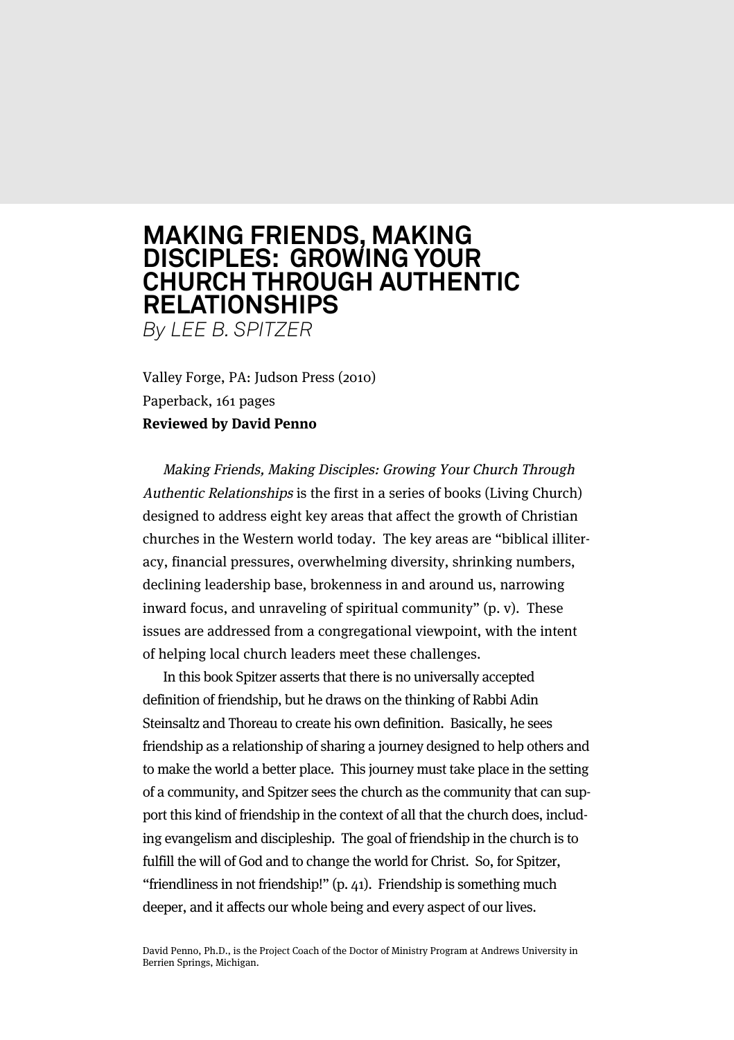# MAKING FRIENDS, MAKING DISCIPLES: GROWING YOUR CHURCH THROUGH AUTHENTIC RELATIONSHIPS

*By LEE B. SPITZER*

Valley Forge, PA: Judson Press (2010)
Paperback, 161 pages
**Reviewed by David Penno**

*Making Friends, Making Disciples: Growing Your Church Through Authentic Relationships* is the first in a series of books (Living Church) designed to address eight key areas that affect the growth of Christian churches in the Western world today. The key areas are "biblical illiteracy, financial pressures, overwhelming diversity, shrinking numbers, declining leadership base, brokenness in and around us, narrowing inward focus, and unraveling of spiritual community" (p. v). These issues are addressed from a congregational viewpoint, with the intent of helping local church leaders meet these challenges.

In this book Spitzer asserts that there is no universally accepted definition of friendship, but he draws on the thinking of Rabbi Adin Steinsaltz and Thoreau to create his own definition. Basically, he sees friendship as a relationship of sharing a journey designed to help others and to make the world a better place. This journey must take place in the setting of a community, and Spitzer sees the church as the community that can support this kind of friendship in the context of all that the church does, including evangelism and discipleship. The goal of friendship in the church is to fulfill the will of God and to change the world for Christ. So, for Spitzer, "friendliness in not friendship!" (p. 41). Friendship is something much deeper, and it affects our whole being and every aspect of our lives.

David Penno, Ph.D., is the Project Coach of the Doctor of Ministry Program at Andrews University in Berrien Springs, Michigan.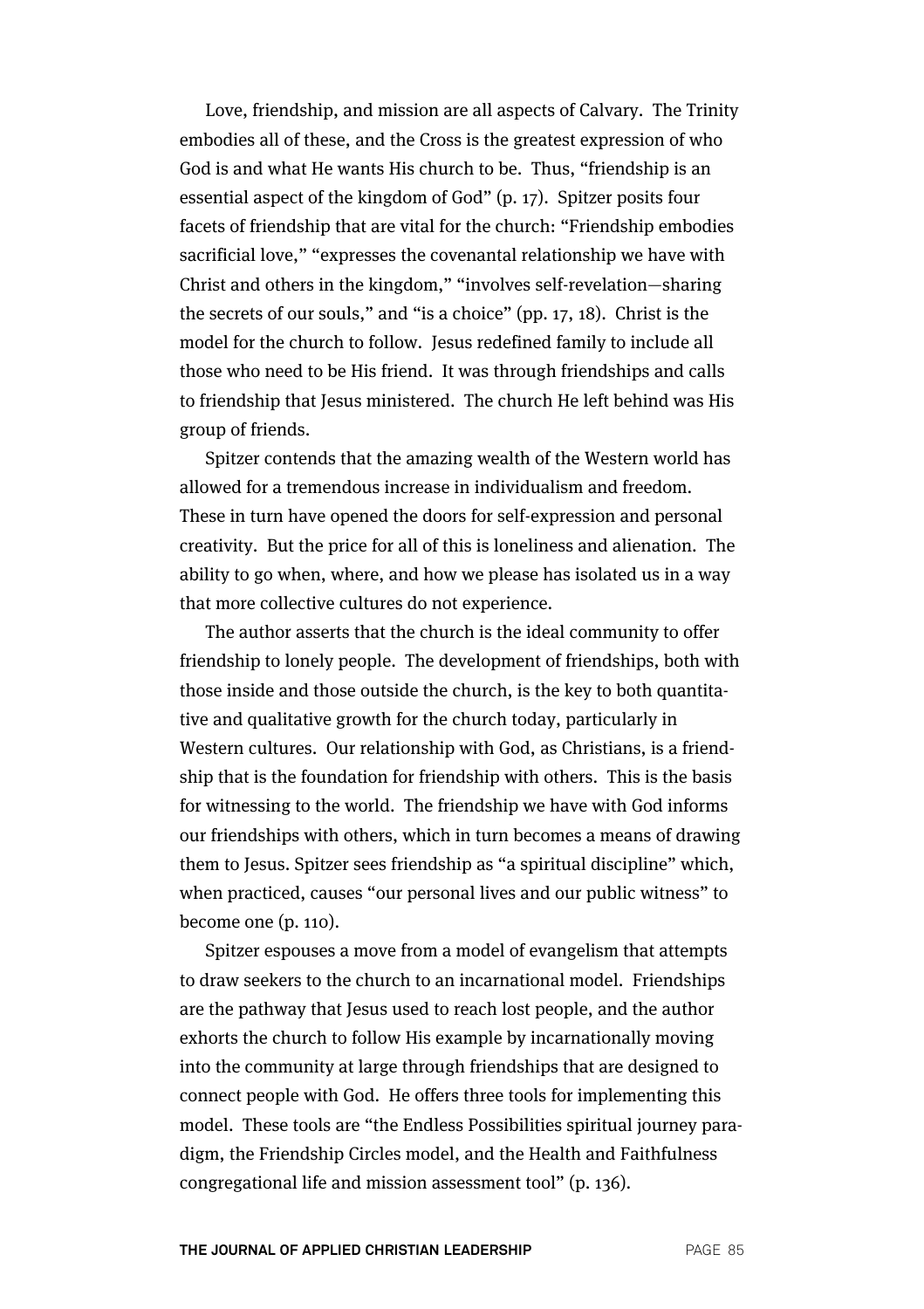Love, friendship, and mission are all aspects of Calvary. The Trinity embodies all of these, and the Cross is the greatest expression of who God is and what He wants His church to be. Thus, "friendship is an essential aspect of the kingdom of God" (p. 17). Spitzer posits four facets of friendship that are vital for the church: "Friendship embodies sacrificial love," "expresses the covenantal relationship we have with Christ and others in the kingdom," "involves self-revelation—sharing the secrets of our souls," and "is a choice" (pp. 17, 18). Christ is the model for the church to follow. Jesus redefined family to include all those who need to be His friend. It was through friendships and calls to friendship that Jesus ministered. The church He left behind was His group of friends.

Spitzer contends that the amazing wealth of the Western world has allowed for a tremendous increase in individualism and freedom. These in turn have opened the doors for self-expression and personal creativity. But the price for all of this is loneliness and alienation. The ability to go when, where, and how we please has isolated us in a way that more collective cultures do not experience.

The author asserts that the church is the ideal community to offer friendship to lonely people. The development of friendships, both with those inside and those outside the church, is the key to both quantitative and qualitative growth for the church today, particularly in Western cultures. Our relationship with God, as Christians, is a friendship that is the foundation for friendship with others. This is the basis for witnessing to the world. The friendship we have with God informs our friendships with others, which in turn becomes a means of drawing them to Jesus. Spitzer sees friendship as "a spiritual discipline" which, when practiced, causes "our personal lives and our public witness" to become one (p. 110).

Spitzer espouses a move from a model of evangelism that attempts to draw seekers to the church to an incarnational model. Friendships are the pathway that Jesus used to reach lost people, and the author exhorts the church to follow His example by incarnationally moving into the community at large through friendships that are designed to connect people with God. He offers three tools for implementing this model. These tools are "the Endless Possibilities spiritual journey paradigm, the Friendship Circles model, and the Health and Faithfulness congregational life and mission assessment tool" (p. 136).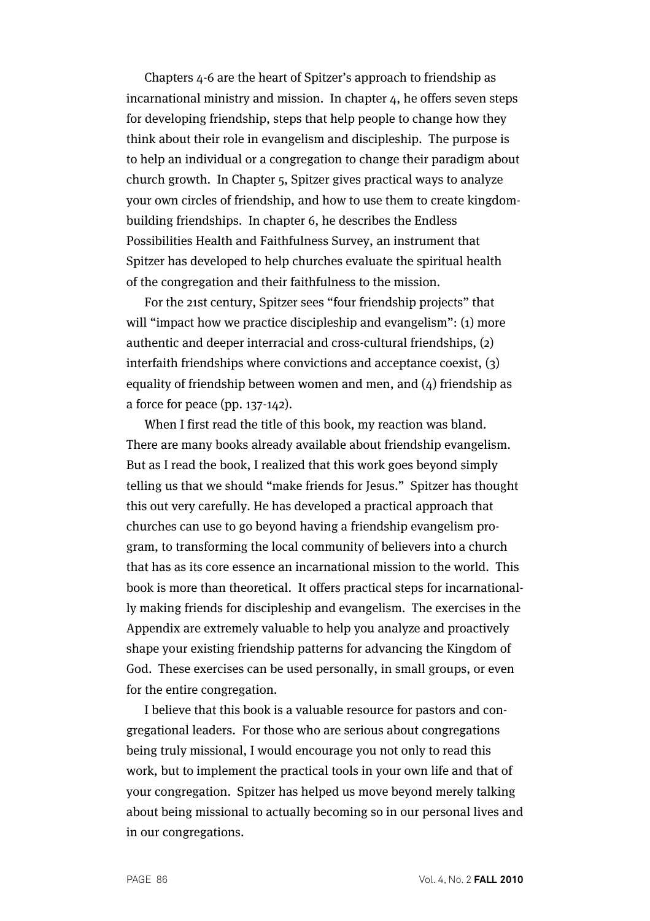Chapters 4-6 are the heart of Spitzer's approach to friendship as incarnational ministry and mission. In chapter 4, he offers seven steps for developing friendship, steps that help people to change how they think about their role in evangelism and discipleship. The purpose is to help an individual or a congregation to change their paradigm about church growth. In Chapter 5, Spitzer gives practical ways to analyze your own circles of friendship, and how to use them to create kingdom-building friendships. In chapter 6, he describes the Endless Possibilities Health and Faithfulness Survey, an instrument that Spitzer has developed to help churches evaluate the spiritual health of the congregation and their faithfulness to the mission.

For the 21st century, Spitzer sees "four friendship projects" that will "impact how we practice discipleship and evangelism": (1) more authentic and deeper interracial and cross-cultural friendships, (2) interfaith friendships where convictions and acceptance coexist, (3) equality of friendship between women and men, and (4) friendship as a force for peace (pp. 137-142).

When I first read the title of this book, my reaction was bland. There are many books already available about friendship evangelism. But as I read the book, I realized that this work goes beyond simply telling us that we should "make friends for Jesus." Spitzer has thought this out very carefully. He has developed a practical approach that churches can use to go beyond having a friendship evangelism program, to transforming the local community of believers into a church that has as its core essence an incarnational mission to the world. This book is more than theoretical. It offers practical steps for incarnationally making friends for discipleship and evangelism. The exercises in the Appendix are extremely valuable to help you analyze and proactively shape your existing friendship patterns for advancing the Kingdom of God. These exercises can be used personally, in small groups, or even for the entire congregation.

I believe that this book is a valuable resource for pastors and congregational leaders. For those who are serious about congregations being truly missional, I would encourage you not only to read this work, but to implement the practical tools in your own life and that of your congregation. Spitzer has helped us move beyond merely talking about being missional to actually becoming so in our personal lives and in our congregations.